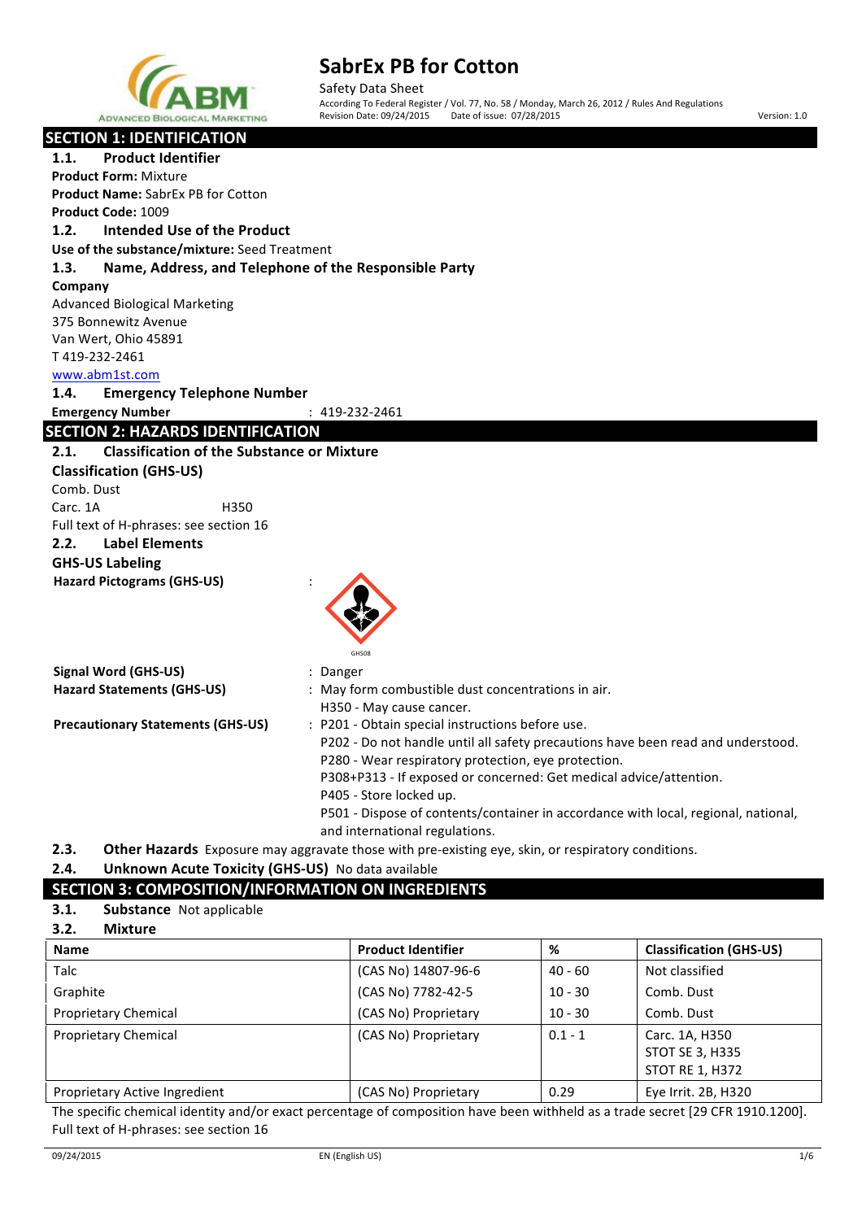# SabrEx PB for Cotton

Safety Data Sheet

According To Federal Register / Vol. 77, No. 58 / Monday, March 26, 2012 / Rules And Regulations

Revision Date: 09/24/2015 Date of issue: 07/28/2015 Version: 1.0

## SECTION 1: IDENTIFICATION

### 1.1. Product Identifier

**Product Form:** Mixture

**Product Name:** SabrEx PB for Cotton

**Product Code:** 1009

### 1.2. Intended Use of the Product

**Use of the substance/mixture:** Seed Treatment

### 1.3. Name, Address, and Telephone of the Responsible Party

**Company**

Advanced Biological Marketing
375 Bonnewitz Avenue
Van Wert, Ohio 45891
T 419-232-2461
www.abm1st.com

### 1.4. Emergency Telephone Number

**Emergency Number** : 419-232-2461

## SECTION 2: HAZARDS IDENTIFICATION

### 2.1. Classification of the Substance or Mixture

**Classification (GHS-US)**

Comb. Dust

Carc. 1A H350

Full text of H-phrases: see section 16

### 2.2. Label Elements

**GHS-US Labeling**

**Hazard Pictograms (GHS-US)** :

GHS08

**Signal Word (GHS-US)** : Danger

**Hazard Statements (GHS-US)** : May form combustible dust concentrations in air.
H350 - May cause cancer.

**Precautionary Statements (GHS-US)** : P201 - Obtain special instructions before use.
P202 - Do not handle until all safety precautions have been read and understood.
P280 - Wear respiratory protection, eye protection.
P308+P313 - If exposed or concerned: Get medical advice/attention.
P405 - Store locked up.
P501 - Dispose of contents/container in accordance with local, regional, national, and international regulations.

### 2.3. Other Hazards

Exposure may aggravate those with pre-existing eye, skin, or respiratory conditions.

### 2.4. Unknown Acute Toxicity (GHS-US)

No data available

## SECTION 3: COMPOSITION/INFORMATION ON INGREDIENTS

### 3.1. Substance

Not applicable

### 3.2. Mixture

| Name | Product Identifier | % | Classification (GHS-US) |
|---|---|---|---|
| Talc | (CAS No) 14807-96-6 | 40 - 60 | Not classified |
| Graphite | (CAS No) 7782-42-5 | 10 - 30 | Comb. Dust |
| Proprietary Chemical | (CAS No) Proprietary | 10 - 30 | Comb. Dust |
| Proprietary Chemical | (CAS No) Proprietary | 0.1 - 1 | Carc. 1A, H350<br>STOT SE 3, H335<br>STOT RE 1, H372 |
| Proprietary Active Ingredient | (CAS No) Proprietary | 0.29 | Eye Irrit. 2B, H320 |

The specific chemical identity and/or exact percentage of composition have been withheld as a trade secret [29 CFR 1910.1200].

Full text of H-phrases: see section 16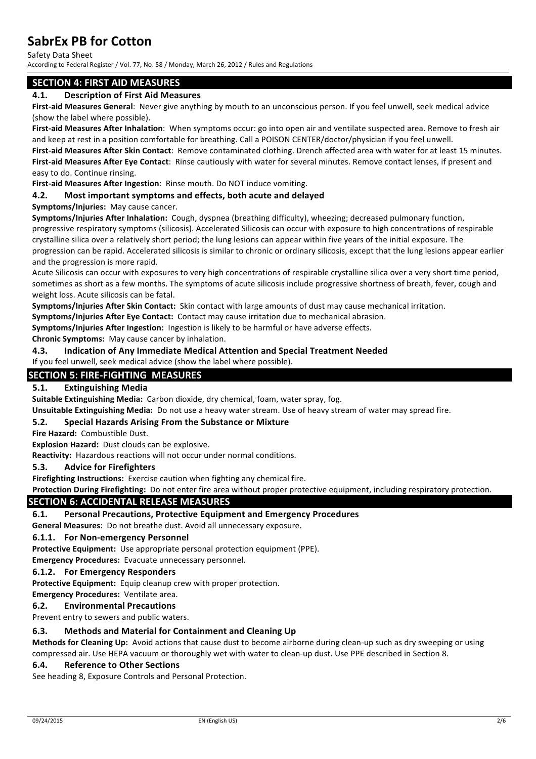## SECTION 4: FIRST AID MEASURES

### 4.1. Description of First Aid Measures

**First-aid Measures General**: Never give anything by mouth to an unconscious person. If you feel unwell, seek medical advice (show the label where possible).

**First-aid Measures After Inhalation**: When symptoms occur: go into open air and ventilate suspected area. Remove to fresh air and keep at rest in a position comfortable for breathing. Call a POISON CENTER/doctor/physician if you feel unwell.

**First-aid Measures After Skin Contact**: Remove contaminated clothing. Drench affected area with water for at least 15 minutes.

**First-aid Measures After Eye Contact**: Rinse cautiously with water for several minutes. Remove contact lenses, if present and easy to do. Continue rinsing.

**First-aid Measures After Ingestion**: Rinse mouth. Do NOT induce vomiting.

### 4.2. Most important symptoms and effects, both acute and delayed

**Symptoms/Injuries:** May cause cancer.

**Symptoms/Injuries After Inhalation:** Cough, dyspnea (breathing difficulty), wheezing; decreased pulmonary function, progressive respiratory symptoms (silicosis). Accelerated Silicosis can occur with exposure to high concentrations of respirable crystalline silica over a relatively short period; the lung lesions can appear within five years of the initial exposure. The progression can be rapid. Accelerated silicosis is similar to chronic or ordinary silicosis, except that the lung lesions appear earlier and the progression is more rapid.

Acute Silicosis can occur with exposures to very high concentrations of respirable crystalline silica over a very short time period, sometimes as short as a few months. The symptoms of acute silicosis include progressive shortness of breath, fever, cough and weight loss. Acute silicosis can be fatal.

**Symptoms/Injuries After Skin Contact:** Skin contact with large amounts of dust may cause mechanical irritation.

**Symptoms/Injuries After Eye Contact:** Contact may cause irritation due to mechanical abrasion.

**Symptoms/Injuries After Ingestion:** Ingestion is likely to be harmful or have adverse effects.

**Chronic Symptoms:** May cause cancer by inhalation.

### 4.3. Indication of Any Immediate Medical Attention and Special Treatment Needed

If you feel unwell, seek medical advice (show the label where possible).

## SECTION 5: FIRE-FIGHTING MEASURES

### 5.1. Extinguishing Media

**Suitable Extinguishing Media:** Carbon dioxide, dry chemical, foam, water spray, fog.

**Unsuitable Extinguishing Media:** Do not use a heavy water stream. Use of heavy stream of water may spread fire.

### 5.2. Special Hazards Arising From the Substance or Mixture

**Fire Hazard:** Combustible Dust.

**Explosion Hazard:** Dust clouds can be explosive.

**Reactivity:** Hazardous reactions will not occur under normal conditions.

### 5.3. Advice for Firefighters

**Firefighting Instructions:** Exercise caution when fighting any chemical fire.

**Protection During Firefighting:** Do not enter fire area without proper protective equipment, including respiratory protection.

## SECTION 6: ACCIDENTAL RELEASE MEASURES

### 6.1. Personal Precautions, Protective Equipment and Emergency Procedures

**General Measures**: Do not breathe dust. Avoid all unnecessary exposure.

#### 6.1.1. For Non-emergency Personnel

**Protective Equipment:** Use appropriate personal protection equipment (PPE).

**Emergency Procedures:** Evacuate unnecessary personnel.

#### 6.1.2. For Emergency Responders

**Protective Equipment:** Equip cleanup crew with proper protection.

**Emergency Procedures:** Ventilate area.

### 6.2. Environmental Precautions

Prevent entry to sewers and public waters.

### 6.3. Methods and Material for Containment and Cleaning Up

**Methods for Cleaning Up:** Avoid actions that cause dust to become airborne during clean-up such as dry sweeping or using compressed air. Use HEPA vacuum or thoroughly wet with water to clean-up dust. Use PPE described in Section 8.

### 6.4. Reference to Other Sections

See heading 8, Exposure Controls and Personal Protection.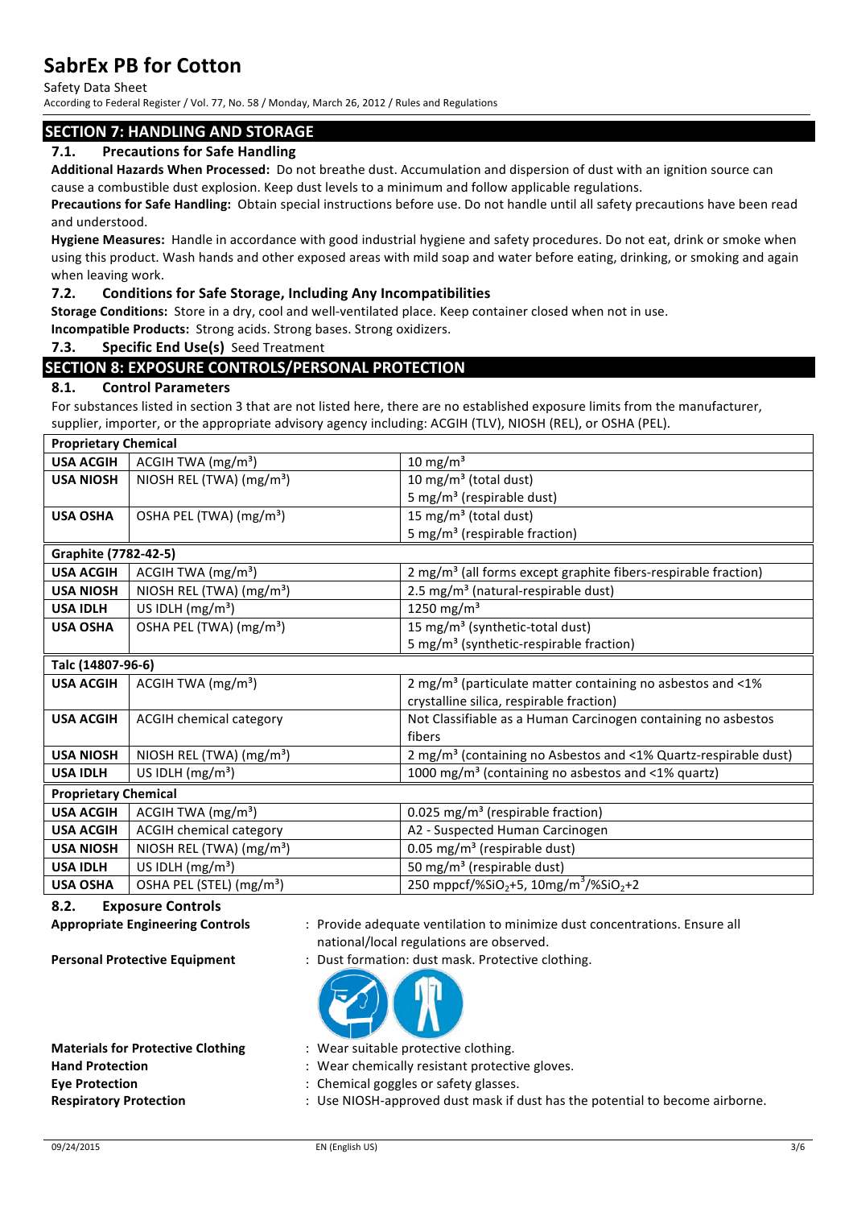## SECTION 7: HANDLING AND STORAGE

### 7.1. Precautions for Safe Handling

**Additional Hazards When Processed:** Do not breathe dust. Accumulation and dispersion of dust with an ignition source can cause a combustible dust explosion. Keep dust levels to a minimum and follow applicable regulations.

**Precautions for Safe Handling:** Obtain special instructions before use. Do not handle until all safety precautions have been read and understood.

**Hygiene Measures:** Handle in accordance with good industrial hygiene and safety procedures. Do not eat, drink or smoke when using this product. Wash hands and other exposed areas with mild soap and water before eating, drinking, or smoking and again when leaving work.

### 7.2. Conditions for Safe Storage, Including Any Incompatibilities

**Storage Conditions:** Store in a dry, cool and well-ventilated place. Keep container closed when not in use.

**Incompatible Products:** Strong acids. Strong bases. Strong oxidizers.

### 7.3. Specific End Use(s) Seed Treatment

## SECTION 8: EXPOSURE CONTROLS/PERSONAL PROTECTION

### 8.1. Control Parameters

For substances listed in section 3 that are not listed here, there are no established exposure limits from the manufacturer, supplier, importer, or the appropriate advisory agency including: ACGIH (TLV), NIOSH (REL), or OSHA (PEL).

| **Proprietary Chemical** | | |
|---|---|---|
| **USA ACGIH** | ACGIH TWA ($mg/m^3$) | 10 $mg/m^3$ |
| **USA NIOSH** | NIOSH REL (TWA) ($mg/m^3$) | 10 $mg/m^3$ (total dust)<br>5 $mg/m^3$ (respirable dust) |
| **USA OSHA** | OSHA PEL (TWA) ($mg/m^3$) | 15 $mg/m^3$ (total dust)<br>5 $mg/m^3$ (respirable fraction) |
| **Graphite (7782-42-5)** | | |
| **USA ACGIH** | ACGIH TWA ($mg/m^3$) | 2 $mg/m^3$ (all forms except graphite fibers-respirable fraction) |
| **USA NIOSH** | NIOSH REL (TWA) ($mg/m^3$) | 2.5 $mg/m^3$ (natural-respirable dust) |
| **USA IDLH** | US IDLH ($mg/m^3$) | 1250 $mg/m^3$ |
| **USA OSHA** | OSHA PEL (TWA) ($mg/m^3$) | 15 $mg/m^3$ (synthetic-total dust)<br>5 $mg/m^3$ (synthetic-respirable fraction) |
| **Talc (14807-96-6)** | | |
| **USA ACGIH** | ACGIH TWA ($mg/m^3$) | 2 $mg/m^3$ (particulate matter containing no asbestos and <1% crystalline silica, respirable fraction) |
| **USA ACGIH** | ACGIH chemical category | Not Classifiable as a Human Carcinogen containing no asbestos fibers |
| **USA NIOSH** | NIOSH REL (TWA) ($mg/m^3$) | 2 $mg/m^3$ (containing no Asbestos and <1% Quartz-respirable dust) |
| **USA IDLH** | US IDLH ($mg/m^3$) | 1000 $mg/m^3$ (containing no asbestos and <1% quartz) |
| **Proprietary Chemical** | | |
| **USA ACGIH** | ACGIH TWA ($mg/m^3$) | 0.025 $mg/m^3$ (respirable fraction) |
| **USA ACGIH** | ACGIH chemical category | A2 - Suspected Human Carcinogen |
| **USA NIOSH** | NIOSH REL (TWA) ($mg/m^3$) | 0.05 $mg/m^3$ (respirable dust) |
| **USA IDLH** | US IDLH ($mg/m^3$) | 50 $mg/m^3$ (respirable dust) |
| **USA OSHA** | OSHA PEL (STEL) ($mg/m^3$) | 250 mppcf/%$SiO_2$+5, 10mg/$m^3$/%$SiO_2$+2 |

### 8.2. Exposure Controls

**Appropriate Engineering Controls** : Provide adequate ventilation to minimize dust concentrations. Ensure all national/local regulations are observed.

**Personal Protective Equipment** : Dust formation: dust mask. Protective clothing.

**Materials for Protective Clothing** : Wear suitable protective clothing.

**Hand Protection** : Wear chemically resistant protective gloves.

**Eye Protection** : Chemical goggles or safety glasses.

**Respiratory Protection** : Use NIOSH-approved dust mask if dust has the potential to become airborne.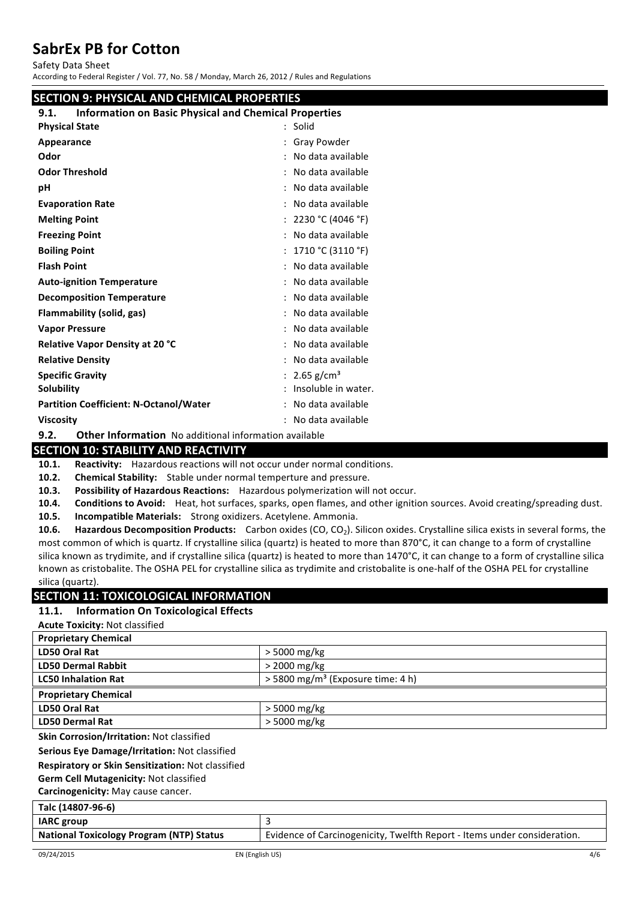## SECTION 9: PHYSICAL AND CHEMICAL PROPERTIES

### 9.1. Information on Basic Physical and Chemical Properties

| | |
|---|---|
| **Physical State** | : Solid |
| **Appearance** | : Gray Powder |
| **Odor** | : No data available |
| **Odor Threshold** | : No data available |
| **pH** | : No data available |
| **Evaporation Rate** | : No data available |
| **Melting Point** | : 2230 °C (4046 °F) |
| **Freezing Point** | : No data available |
| **Boiling Point** | : 1710 °C (3110 °F) |
| **Flash Point** | : No data available |
| **Auto-ignition Temperature** | : No data available |
| **Decomposition Temperature** | : No data available |
| **Flammability (solid, gas)** | : No data available |
| **Vapor Pressure** | : No data available |
| **Relative Vapor Density at 20 °C** | : No data available |
| **Relative Density** | : No data available |
| **Specific Gravity** | : 2.65 g/cm³ |
| **Solubility** | : Insoluble in water. |
| **Partition Coefficient: N-Octanol/Water** | : No data available |
| **Viscosity** | : No data available |

### 9.2. Other Information No additional information available

## SECTION 10: STABILITY AND REACTIVITY

**10.1. Reactivity:** Hazardous reactions will not occur under normal conditions.

**10.2. Chemical Stability:** Stable under normal temperture and pressure.

**10.3. Possibility of Hazardous Reactions:** Hazardous polymerization will not occur.

**10.4. Conditions to Avoid:** Heat, hot surfaces, sparks, open flames, and other ignition sources. Avoid creating/spreading dust.

**10.5. Incompatible Materials:** Strong oxidizers. Acetylene. Ammonia.

**10.6. Hazardous Decomposition Products:** Carbon oxides (CO, $CO_2$). Silicon oxides. Crystalline silica exists in several forms, the most common of which is quartz. If crystalline silica (quartz) is heated to more than 870°C, it can change to a form of crystalline silica known as trydimite, and if crystalline silica (quartz) is heated to more than 1470°C, it can change to a form of crystalline silica known as cristobalite. The OSHA PEL for crystalline silica as trydimite and cristobalite is one-half of the OSHA PEL for crystalline silica (quartz).

## SECTION 11: TOXICOLOGICAL INFORMATION

### 11.1. Information On Toxicological Effects

**Acute Toxicity:** Not classified

| **Proprietary Chemical** | |
|---|---|
| **LD50 Oral Rat** | > 5000 mg/kg |
| **LD50 Dermal Rabbit** | > 2000 mg/kg |
| **LC50 Inhalation Rat** | > 5800 mg/m³ (Exposure time: 4 h) |
| **Proprietary Chemical** | |
| **LD50 Oral Rat** | > 5000 mg/kg |
| **LD50 Dermal Rat** | > 5000 mg/kg |

**Skin Corrosion/Irritation:** Not classified

**Serious Eye Damage/Irritation:** Not classified

**Respiratory or Skin Sensitization:** Not classified

**Germ Cell Mutagenicity:** Not classified

**Carcinogenicity:** May cause cancer.

| **Talc (14807-96-6)** | |
|---|---|
| **IARC group** | 3 |
| **National Toxicology Program (NTP) Status** | Evidence of Carcinogenicity, Twelfth Report - Items under consideration. |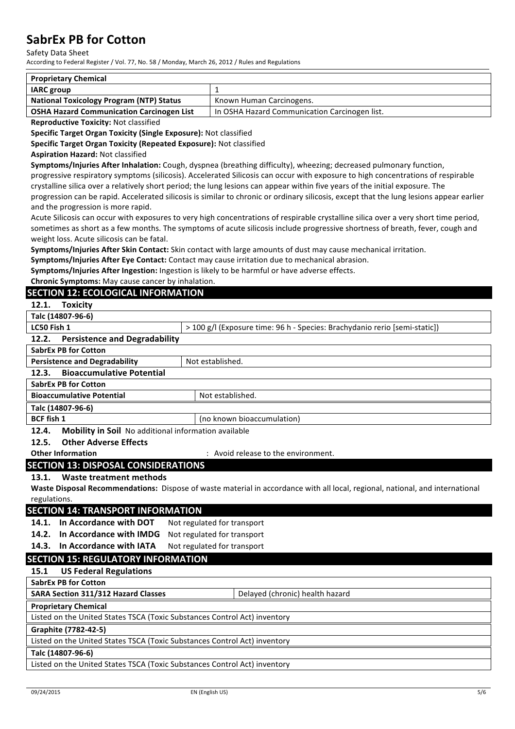| Proprietary Chemical | |
|---|---|
| IARC group | 1 |
| National Toxicology Program (NTP) Status | Known Human Carcinogens. |
| OSHA Hazard Communication Carcinogen List | In OSHA Hazard Communication Carcinogen list. |

**Reproductive Toxicity:** Not classified

**Specific Target Organ Toxicity (Single Exposure):** Not classified

**Specific Target Organ Toxicity (Repeated Exposure):** Not classified

**Aspiration Hazard:** Not classified

**Symptoms/Injuries After Inhalation:** Cough, dyspnea (breathing difficulty), wheezing; decreased pulmonary function, progressive respiratory symptoms (silicosis). Accelerated Silicosis can occur with exposure to high concentrations of respirable crystalline silica over a relatively short period; the lung lesions can appear within five years of the initial exposure. The progression can be rapid. Accelerated silicosis is similar to chronic or ordinary silicosis, except that the lung lesions appear earlier and the progression is more rapid.

Acute Silicosis can occur with exposures to very high concentrations of respirable crystalline silica over a very short time period, sometimes as short as a few months. The symptoms of acute silicosis include progressive shortness of breath, fever, cough and weight loss. Acute silicosis can be fatal.

**Symptoms/Injuries After Skin Contact:** Skin contact with large amounts of dust may cause mechanical irritation.

**Symptoms/Injuries After Eye Contact:** Contact may cause irritation due to mechanical abrasion.

**Symptoms/Injuries After Ingestion:** Ingestion is likely to be harmful or have adverse effects.

**Chronic Symptoms:** May cause cancer by inhalation.

## SECTION 12: ECOLOGICAL INFORMATION

### 12.1. Toxicity

| Talc (14807-96-6) | |
|---|---|
| LC50 Fish 1 | > 100 g/l (Exposure time: 96 h - Species: Brachydanio rerio [semi-static]) |

### 12.2. Persistence and Degradability

| SabrEx PB for Cotton | |
|---|---|
| Persistence and Degradability | Not established. |

### 12.3. Bioaccumulative Potential

| SabrEx PB for Cotton | |
|---|---|
| Bioaccumulative Potential | Not established. |
| **Talc (14807-96-6)** | |
| BCF fish 1 | (no known bioaccumulation) |

### 12.4. Mobility in Soil

No additional information available

### 12.5. Other Adverse Effects

**Other Information** : Avoid release to the environment.

## SECTION 13: DISPOSAL CONSIDERATIONS

### 13.1. Waste treatment methods

**Waste Disposal Recommendations:** Dispose of waste material in accordance with all local, regional, national, and international regulations.

## SECTION 14: TRANSPORT INFORMATION

**14.1. In Accordance with DOT** Not regulated for transport

**14.2. In Accordance with IMDG** Not regulated for transport

**14.3. In Accordance with IATA** Not regulated for transport

## SECTION 15: REGULATORY INFORMATION

### 15.1 US Federal Regulations

| SabrEx PB for Cotton | |
|---|---|
| SARA Section 311/312 Hazard Classes | Delayed (chronic) health hazard |

| Proprietary Chemical |
|---|
| Listed on the United States TSCA (Toxic Substances Control Act) inventory |
| **Graphite (7782-42-5)** |
| Listed on the United States TSCA (Toxic Substances Control Act) inventory |
| **Talc (14807-96-6)** |
| Listed on the United States TSCA (Toxic Substances Control Act) inventory |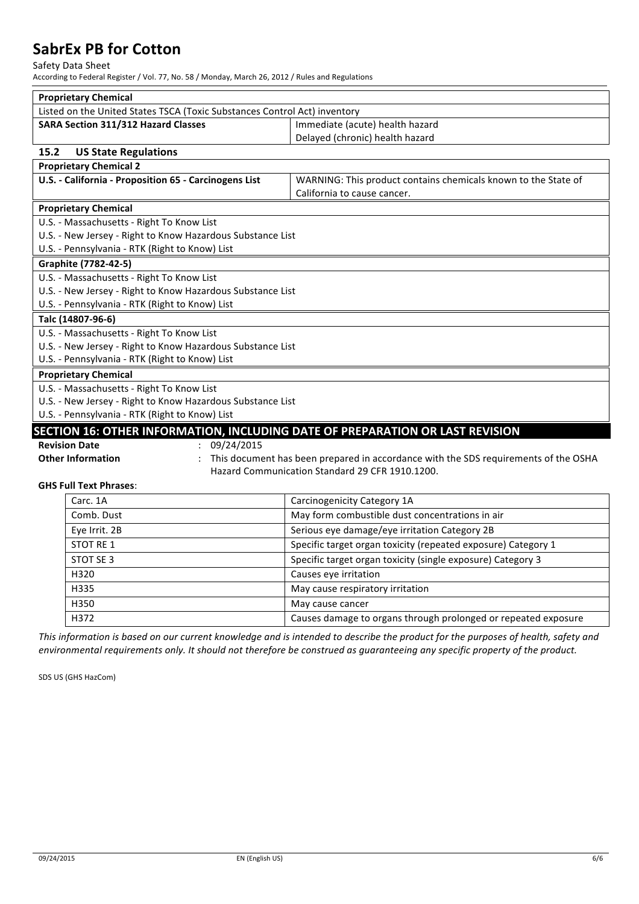| Proprietary Chemical | |
|---|---|
| Listed on the United States TSCA (Toxic Substances Control Act) inventory | |
| **SARA Section 311/312 Hazard Classes** | Immediate (acute) health hazard<br>Delayed (chronic) health hazard |

### 15.2 US State Regulations

| Proprietary Chemical 2 | |
|---|---|
| **U.S. - California - Proposition 65 - Carcinogens List** | WARNING: This product contains chemicals known to the State of California to cause cancer. |

| **Proprietary Chemical** |
|---|
| U.S. - Massachusetts - Right To Know List |
| U.S. - New Jersey - Right to Know Hazardous Substance List |
| U.S. - Pennsylvania - RTK (Right to Know) List |

| **Graphite (7782-42-5)** |
|---|
| U.S. - Massachusetts - Right To Know List |
| U.S. - New Jersey - Right to Know Hazardous Substance List |
| U.S. - Pennsylvania - RTK (Right to Know) List |

| **Talc (14807-96-6)** |
|---|
| U.S. - Massachusetts - Right To Know List |
| U.S. - New Jersey - Right to Know Hazardous Substance List |
| U.S. - Pennsylvania - RTK (Right to Know) List |

| **Proprietary Chemical** |
|---|
| U.S. - Massachusetts - Right To Know List |
| U.S. - New Jersey - Right to Know Hazardous Substance List |
| U.S. - Pennsylvania - RTK (Right to Know) List |

## SECTION 16: OTHER INFORMATION, INCLUDING DATE OF PREPARATION OR LAST REVISION

**Revision Date** : 09/24/2015

**Other Information** : This document has been prepared in accordance with the SDS requirements of the OSHA Hazard Communication Standard 29 CFR 1910.1200.

**GHS Full Text Phrases**:

| | |
|---|---|
| Carc. 1A | Carcinogenicity Category 1A |
| Comb. Dust | May form combustible dust concentrations in air |
| Eye Irrit. 2B | Serious eye damage/eye irritation Category 2B |
| STOT RE 1 | Specific target organ toxicity (repeated exposure) Category 1 |
| STOT SE 3 | Specific target organ toxicity (single exposure) Category 3 |
| H320 | Causes eye irritation |
| H335 | May cause respiratory irritation |
| H350 | May cause cancer |
| H372 | Causes damage to organs through prolonged or repeated exposure |

*This information is based on our current knowledge and is intended to describe the product for the purposes of health, safety and environmental requirements only. It should not therefore be construed as guaranteeing any specific property of the product.*

SDS US (GHS HazCom)